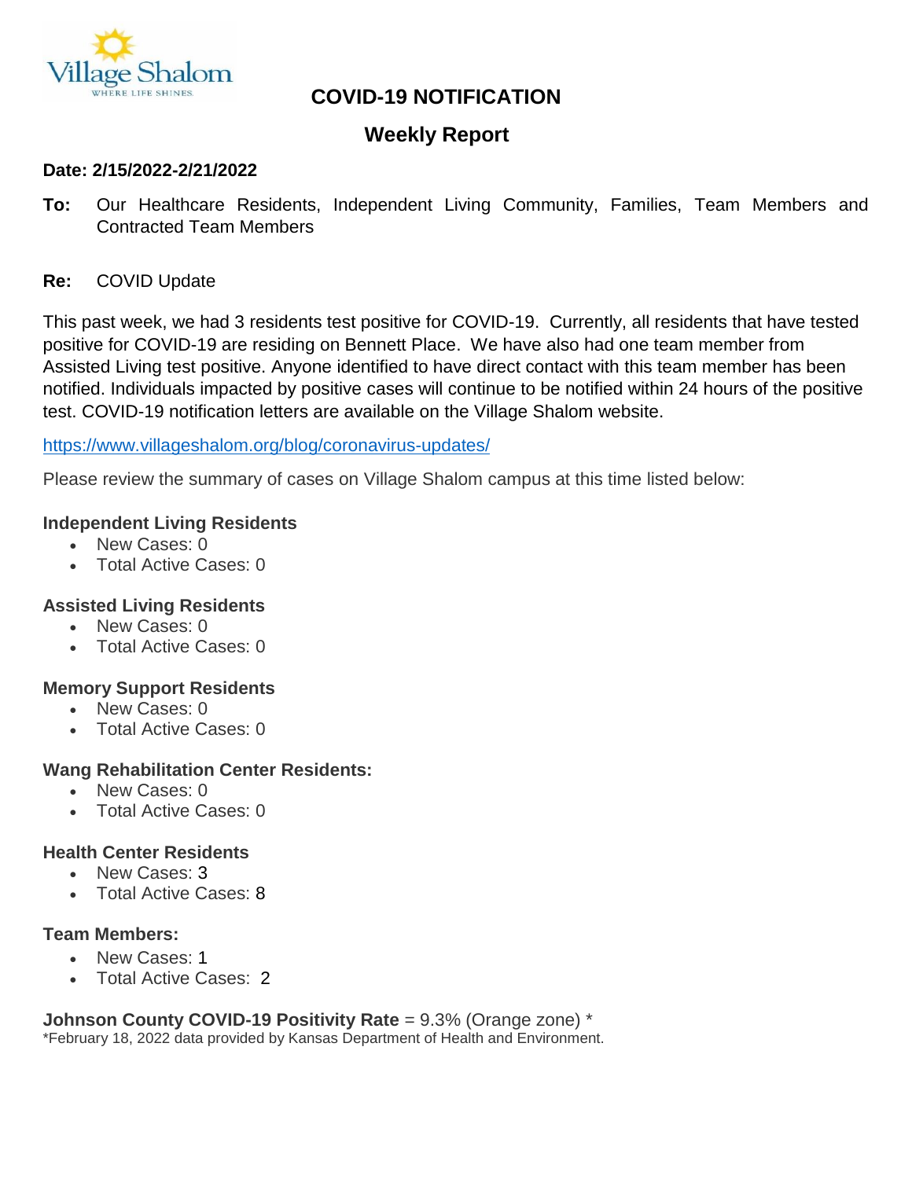Village Shalom
WHERE LIFE SHINES.

# COVID-19 NOTIFICATION

## Weekly Report

**Date: 2/15/2022-2/21/2022**

**To:** Our Healthcare Residents, Independent Living Community, Families, Team Members and Contracted Team Members

**Re:** COVID Update

This past week, we had 3 residents test positive for COVID-19. Currently, all residents that have tested positive for COVID-19 are residing on Bennett Place. We have also had one team member from Assisted Living test positive. Anyone identified to have direct contact with this team member has been notified. Individuals impacted by positive cases will continue to be notified within 24 hours of the positive test. COVID-19 notification letters are available on the Village Shalom website.

https://www.villageshalom.org/blog/coronavirus-updates/

Please review the summary of cases on Village Shalom campus at this time listed below:

**Independent Living Residents**

- New Cases: 0
- Total Active Cases: 0

**Assisted Living Residents**

- New Cases: 0
- Total Active Cases: 0

**Memory Support Residents**

- New Cases: 0
- Total Active Cases: 0

**Wang Rehabilitation Center Residents:**

- New Cases: 0
- Total Active Cases: 0

**Health Center Residents**

- New Cases: 3
- Total Active Cases: 8

**Team Members:**

- New Cases: 1
- Total Active Cases: 2

**Johnson County COVID-19 Positivity Rate** = 9.3% (Orange zone) *

*February 18, 2022 data provided by Kansas Department of Health and Environment.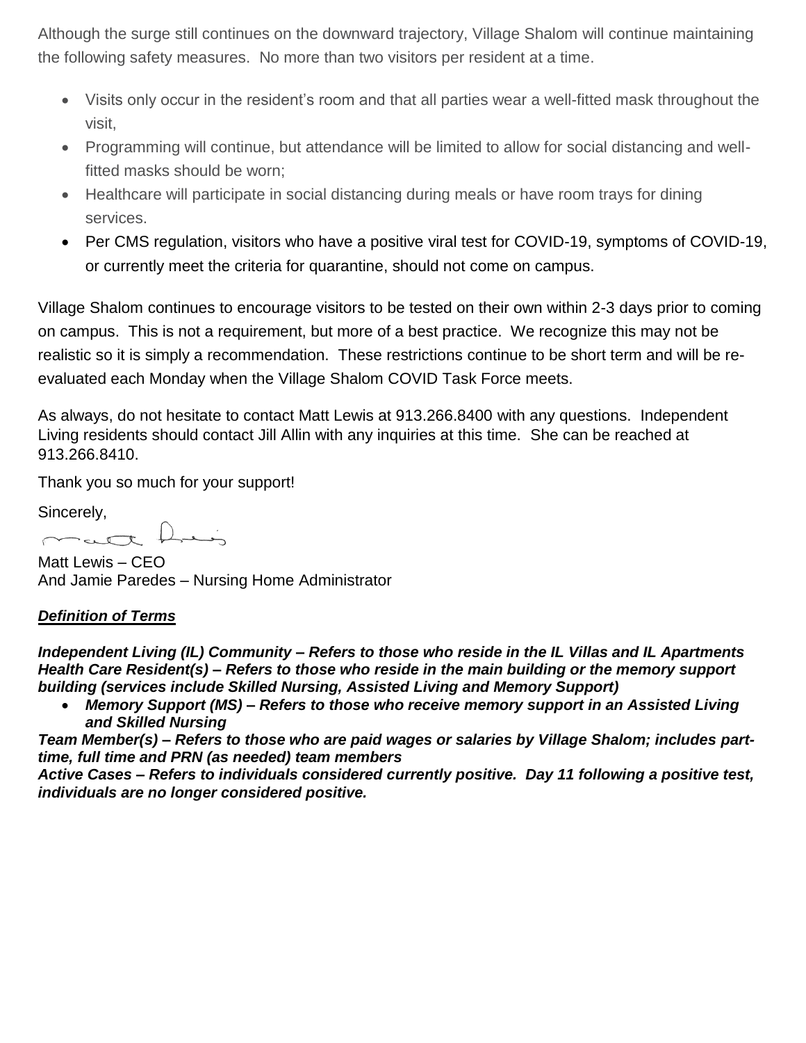Although the surge still continues on the downward trajectory, Village Shalom will continue maintaining the following safety measures. No more than two visitors per resident at a time.

- Visits only occur in the resident's room and that all parties wear a well-fitted mask throughout the visit,
- Programming will continue, but attendance will be limited to allow for social distancing and well-fitted masks should be worn;
- Healthcare will participate in social distancing during meals or have room trays for dining services.
- Per CMS regulation, visitors who have a positive viral test for COVID-19, symptoms of COVID-19, or currently meet the criteria for quarantine, should not come on campus.

Village Shalom continues to encourage visitors to be tested on their own within 2-3 days prior to coming on campus. This is not a requirement, but more of a best practice. We recognize this may not be realistic so it is simply a recommendation. These restrictions continue to be short term and will be re-evaluated each Monday when the Village Shalom COVID Task Force meets.

As always, do not hesitate to contact Matt Lewis at 913.266.8400 with any questions. Independent Living residents should contact Jill Allin with any inquiries at this time. She can be reached at 913.266.8410.

Thank you so much for your support!

Sincerely,

Matt Lewis – CEO
And Jamie Paredes – Nursing Home Administrator

***<u>Definition of Terms</u>***

***Independent Living (IL) Community – Refers to those who reside in the IL Villas and IL Apartments***
***Health Care Resident(s) – Refers to those who reside in the main building or the memory support building (services include Skilled Nursing, Assisted Living and Memory Support)***

- ***Memory Support (MS) – Refers to those who receive memory support in an Assisted Living and Skilled Nursing***

***Team Member(s) – Refers to those who are paid wages or salaries by Village Shalom; includes part-time, full time and PRN (as needed) team members***
***Active Cases – Refers to individuals considered currently positive. Day 11 following a positive test, individuals are no longer considered positive.***